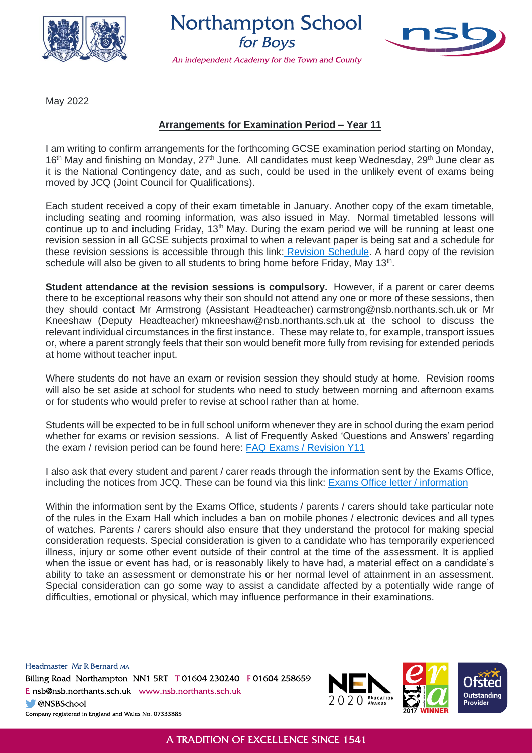Northampton School *for Boys*

*An independent Academy for the Town and County*

May 2022

**Arrangements for Examination Period – Year 11**

I am writing to confirm arrangements for the forthcoming GCSE examination period starting on Monday, 16th May and finishing on Monday, 27th June. All candidates must keep Wednesday, 29th June clear as it is the National Contingency date, and as such, could be used in the unlikely event of exams being moved by JCQ (Joint Council for Qualifications).

Each student received a copy of their exam timetable in January. Another copy of the exam timetable, including seating and rooming information, was also issued in May. Normal timetabled lessons will continue up to and including Friday, 13th May. During the exam period we will be running at least one revision session in all GCSE subjects proximal to when a relevant paper is being sat and a schedule for these revision sessions is accessible through this link: Revision Schedule. A hard copy of the revision schedule will also be given to all students to bring home before Friday, May 13th.

**Student attendance at the revision sessions is compulsory.** However, if a parent or carer deems there to be exceptional reasons why their son should not attend any one or more of these sessions, then they should contact Mr Armstrong (Assistant Headteacher) carmstrong@nsb.northants.sch.uk or Mr Kneeshaw (Deputy Headteacher) mkneeshaw@nsb.northants.sch.uk at the school to discuss the relevant individual circumstances in the first instance. These may relate to, for example, transport issues or, where a parent strongly feels that their son would benefit more fully from revising for extended periods at home without teacher input.

Where students do not have an exam or revision session they should study at home. Revision rooms will also be set aside at school for students who need to study between morning and afternoon exams or for students who would prefer to revise at school rather than at home.

Students will be expected to be in full school uniform whenever they are in school during the exam period whether for exams or revision sessions. A list of Frequently Asked 'Questions and Answers' regarding the exam / revision period can be found here: FAQ Exams / Revision Y11

I also ask that every student and parent / carer reads through the information sent by the Exams Office, including the notices from JCQ. These can be found via this link: Exams Office letter / information

Within the information sent by the Exams Office, students / parents / carers should take particular note of the rules in the Exam Hall which includes a ban on mobile phones / electronic devices and all types of watches. Parents / carers should also ensure that they understand the protocol for making special consideration requests. Special consideration is given to a candidate who has temporarily experienced illness, injury or some other event outside of their control at the time of the assessment. It is applied when the issue or event has had, or is reasonably likely to have had, a material effect on a candidate's ability to take an assessment or demonstrate his or her normal level of attainment in an assessment. Special consideration can go some way to assist a candidate affected by a potentially wide range of difficulties, emotional or physical, which may influence performance in their examinations.

Headmaster Mr R Bernard MA
Billing Road Northampton NN1 5RT T 01604 230240 F 01604 258659
E nsb@nsb.northants.sch.uk www.nsb.northants.sch.uk
@NSBSchool
Company registered in England and Wales No. 07333885

A TRADITION OF EXCELLENCE SINCE 1541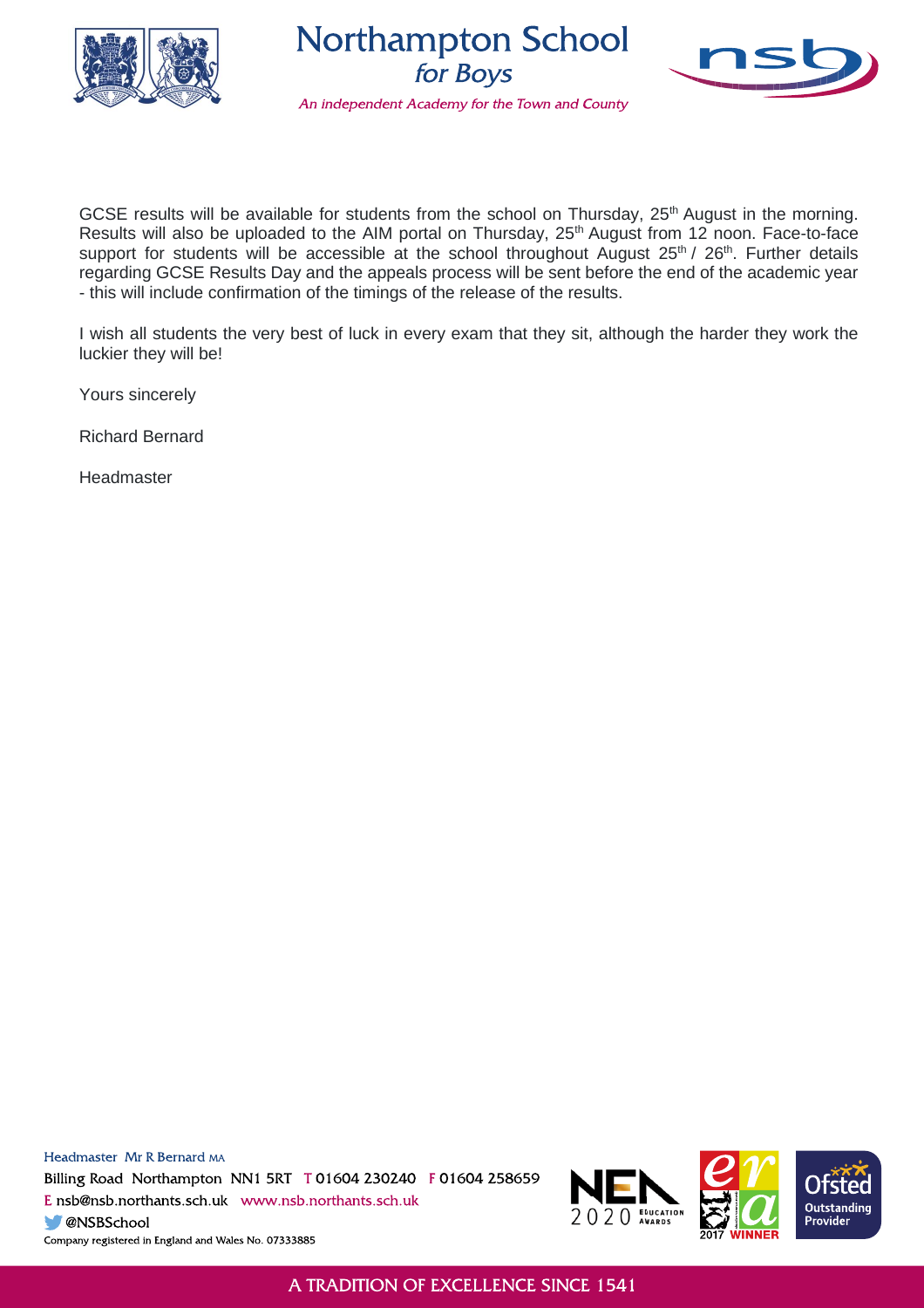GCSE results will be available for students from the school on Thursday, 25th August in the morning. Results will also be uploaded to the AIM portal on Thursday, 25th August from 12 noon. Face-to-face support for students will be accessible at the school throughout August 25th / 26th. Further details regarding GCSE Results Day and the appeals process will be sent before the end of the academic year - this will include confirmation of the timings of the release of the results.

I wish all students the very best of luck in every exam that they sit, although the harder they work the luckier they will be!

Yours sincerely

Richard Bernard

Headmaster